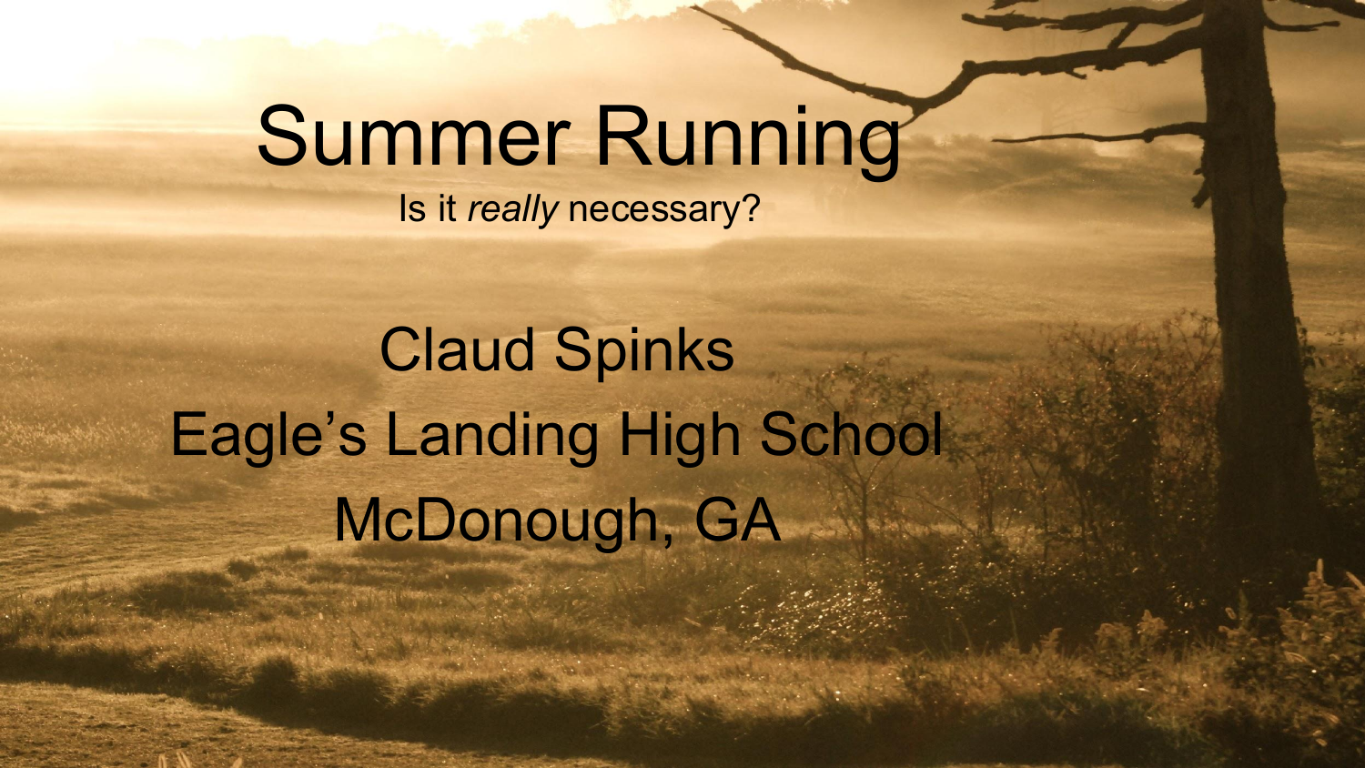# Summer Running

Is it *really* necessary?

Claud Spinks

Eagle's Landing High School

McDonough, GA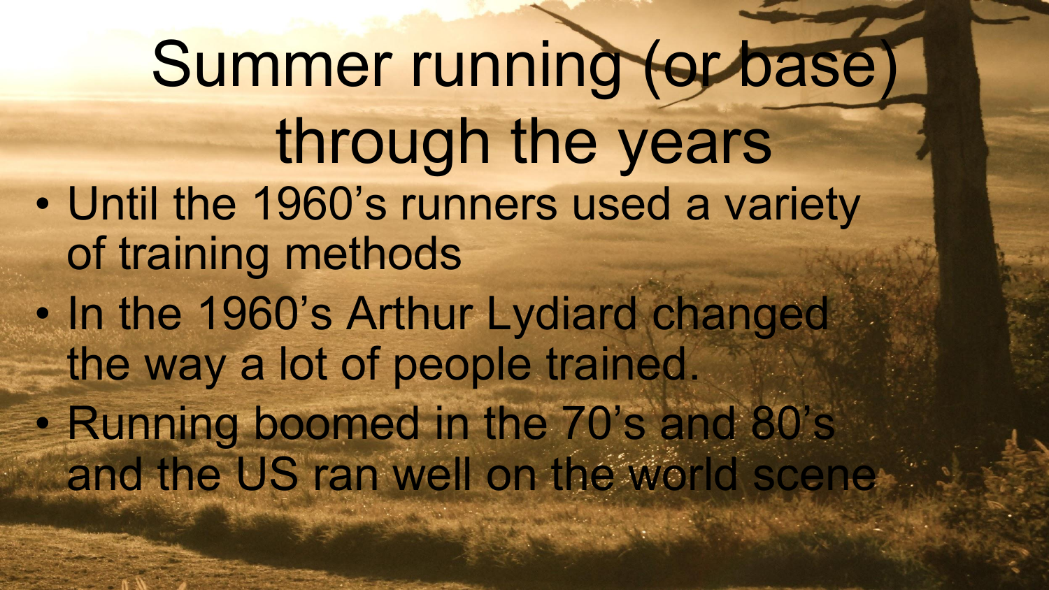# Summer running (or base) through the years

- Until the 1960's runners used a variety of training methods
- In the 1960's Arthur Lydiard changed the way a lot of people trained.
- Running boomed in the 70's and 80's and the US ran well on the world scene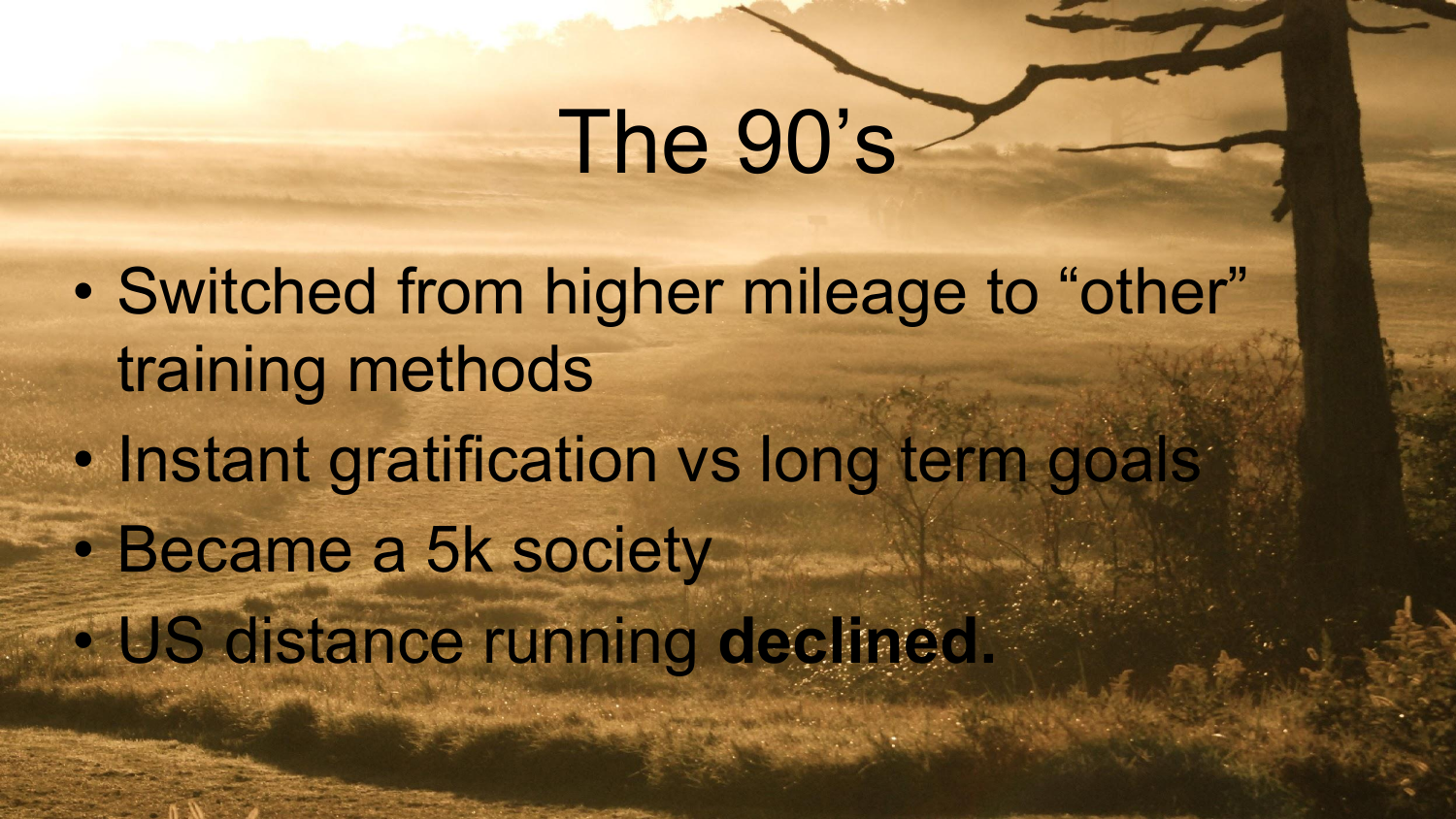# The 90's

- Switched from higher mileage to "other" training methods
- Instant gratification vs long term goals
- Became a 5k society
- US distance running **declined.**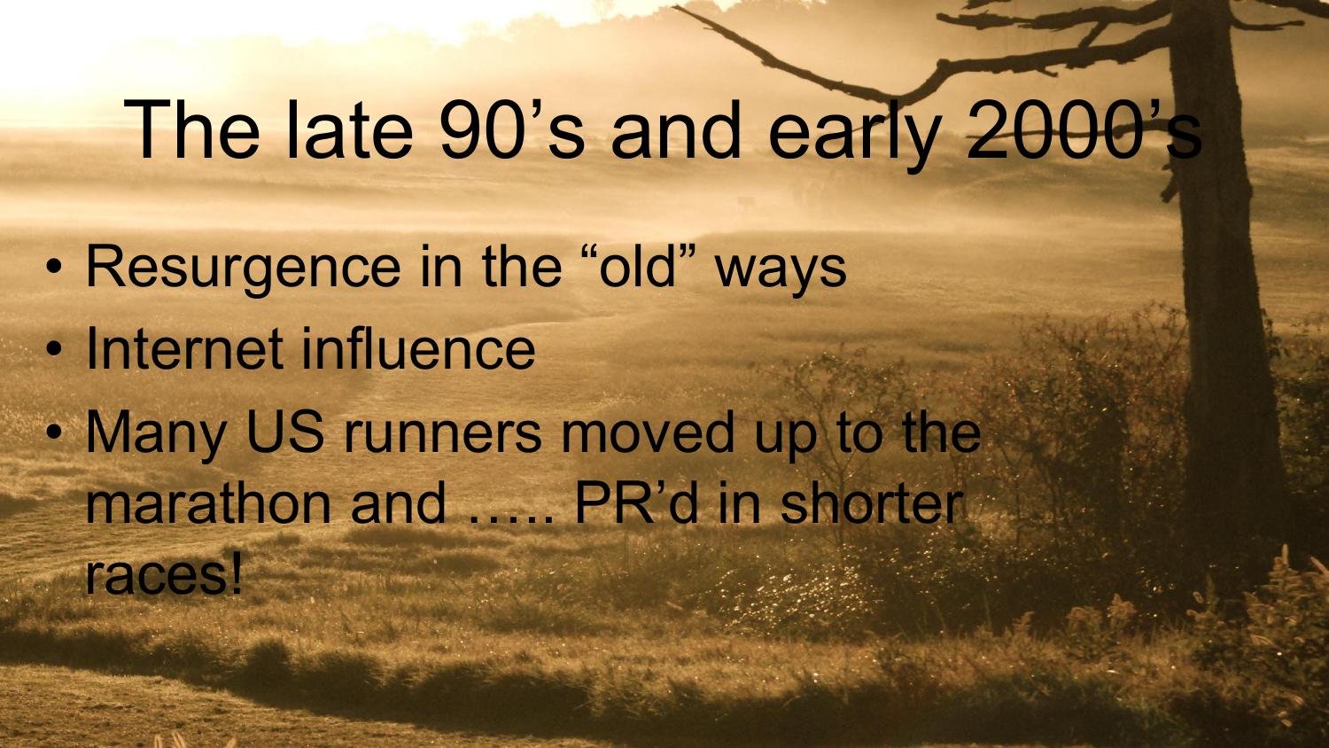# The late 90's and early 2000's

- Resurgence in the "old" ways
- Internet influence
- Many US runners moved up to the marathon and ….. PR'd in shorter races!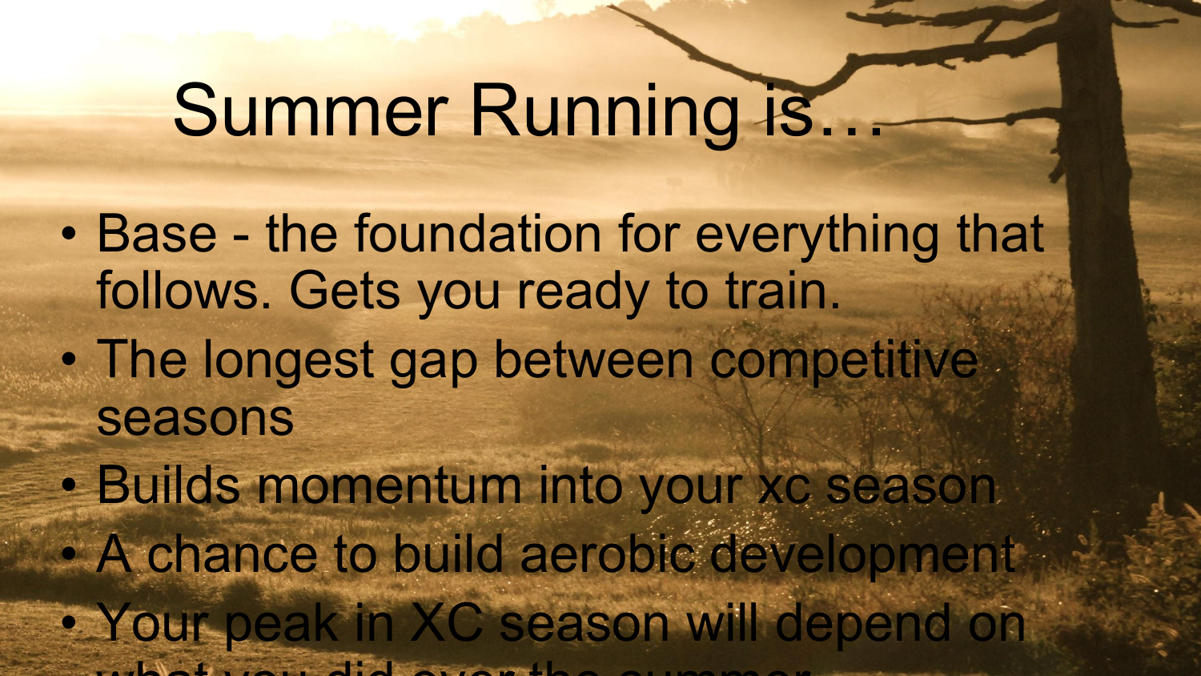# Summer Running is…

- Base - the foundation for everything that follows. Gets you ready to train.
- The longest gap between competitive seasons
- Builds momentum into your xc season
- A chance to build aerobic development
- Your peak in XC season will depend on what you did over the summer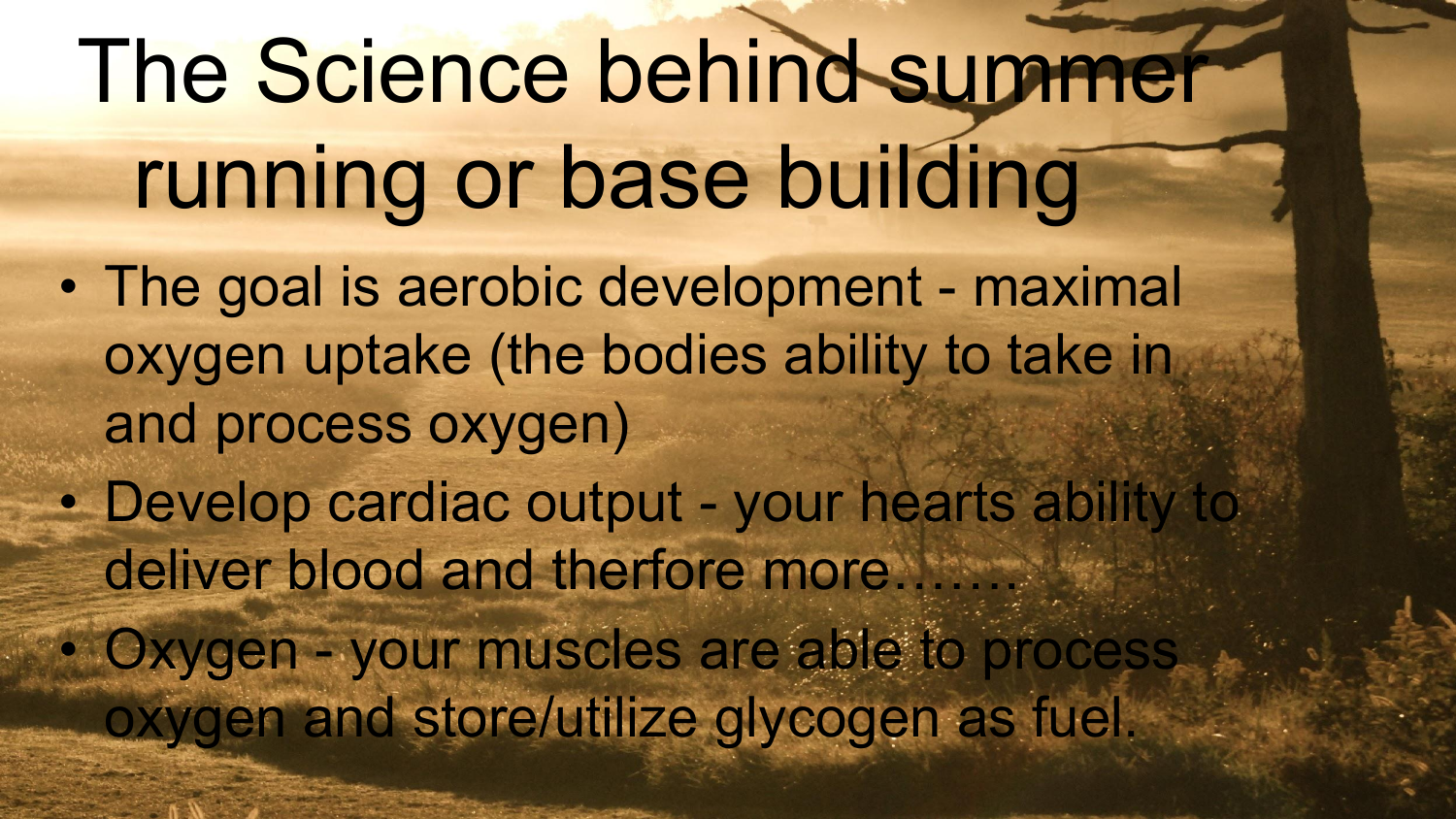# The Science behind summer running or base building

- The goal is aerobic development - maximal oxygen uptake (the bodies ability to take in and process oxygen)
- Develop cardiac output - your hearts ability to deliver blood and therfore more…….
- Oxygen - your muscles are able to process oxygen and store/utilize glycogen as fuel.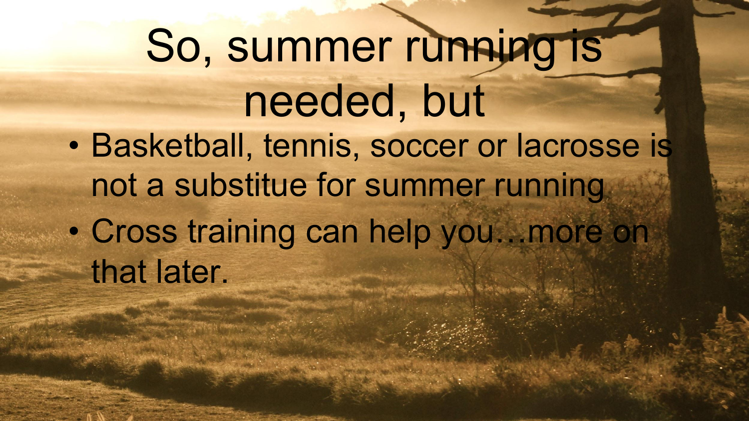# So, summer running is needed, but

- Basketball, tennis, soccer or lacrosse is not a substitue for summer running
- Cross training can help you…more on that later.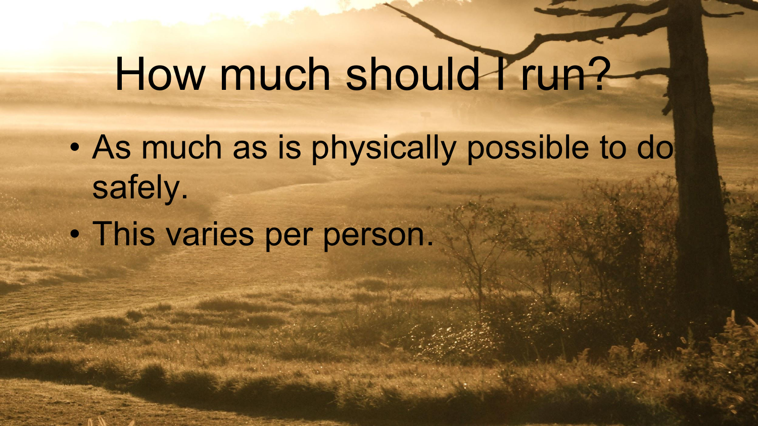# How much should I run?

- As much as is physically possible to do safely.
- This varies per person.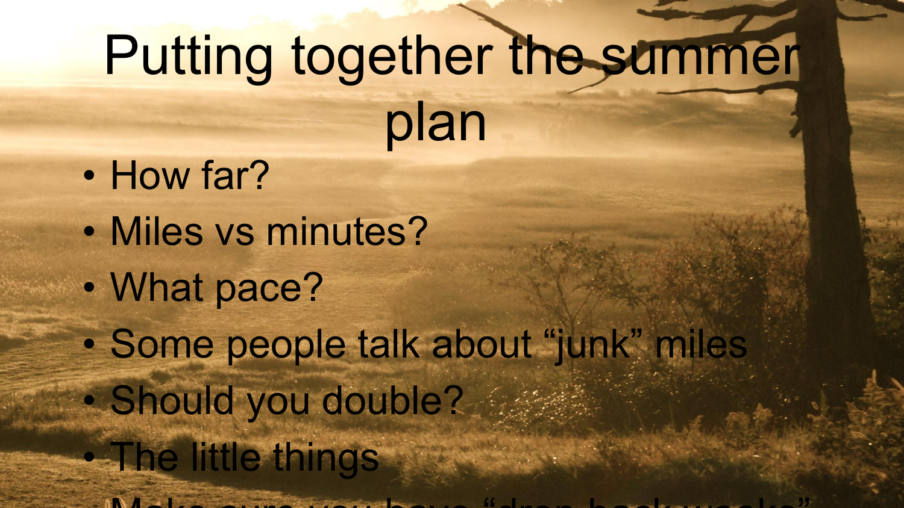# Putting together the summer plan

- How far?
- Miles vs minutes?
- What pace?
- Some people talk about "junk" miles
- Should you double?
- The little things
- Make sure you have "drop back weeks"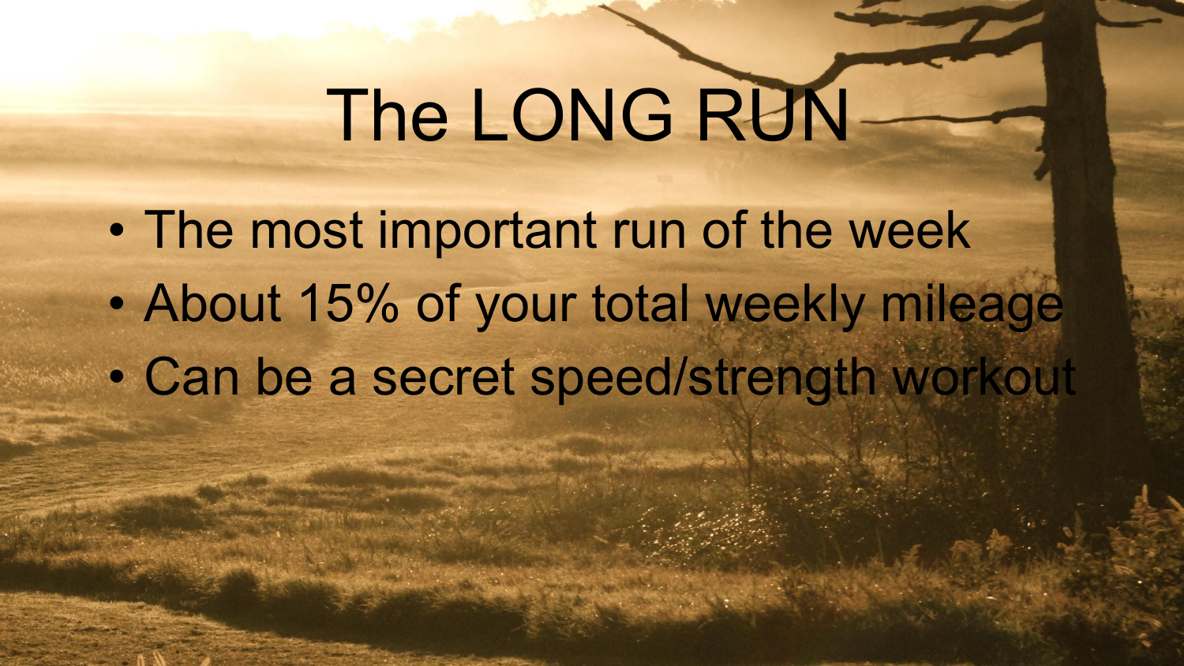# The LONG RUN

- The most important run of the week
- About 15% of your total weekly mileage
- Can be a secret speed/strength workout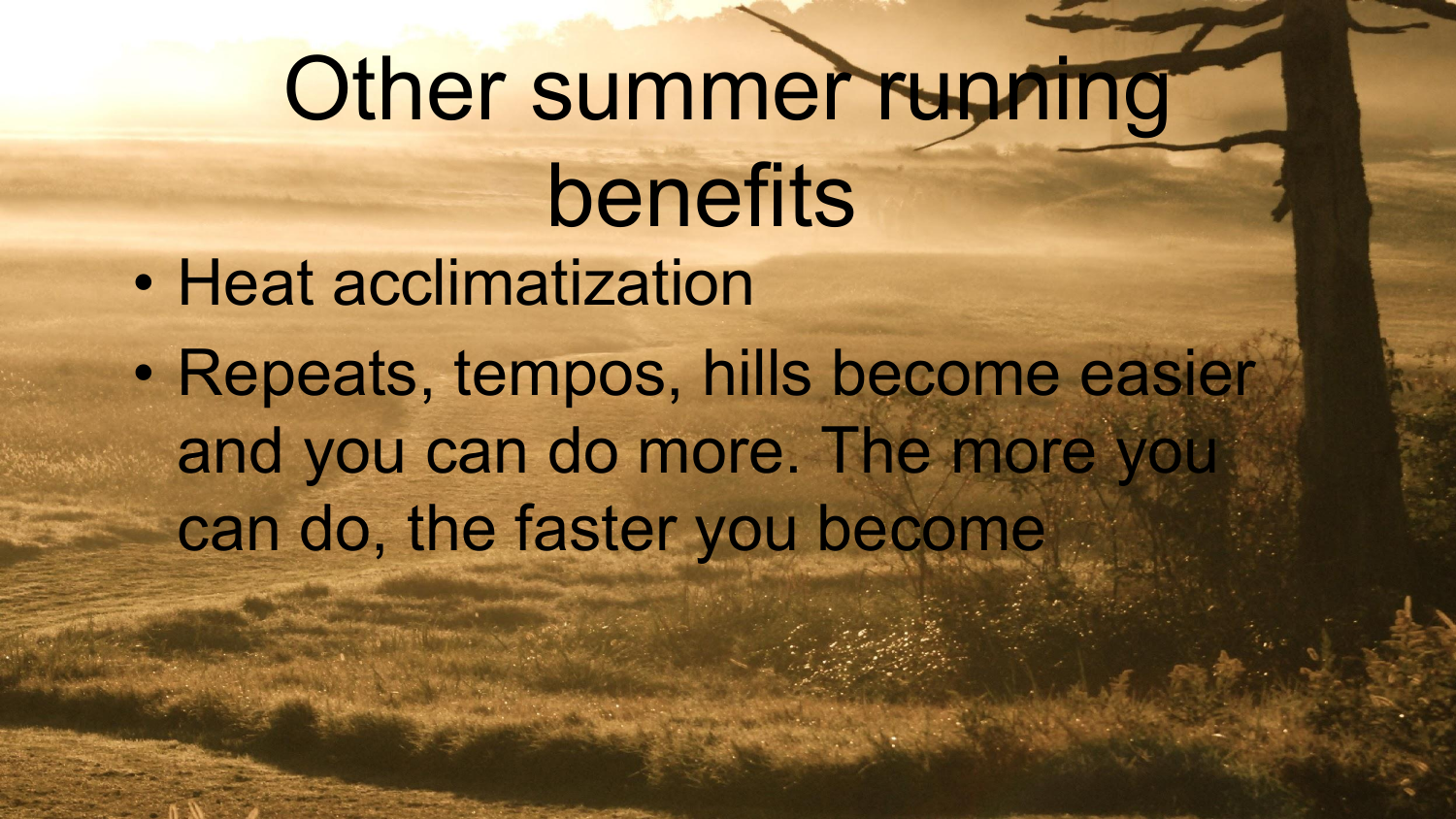# Other summer running benefits

- Heat acclimatization
- Repeats, tempos, hills become easier and you can do more. The more you can do, the faster you become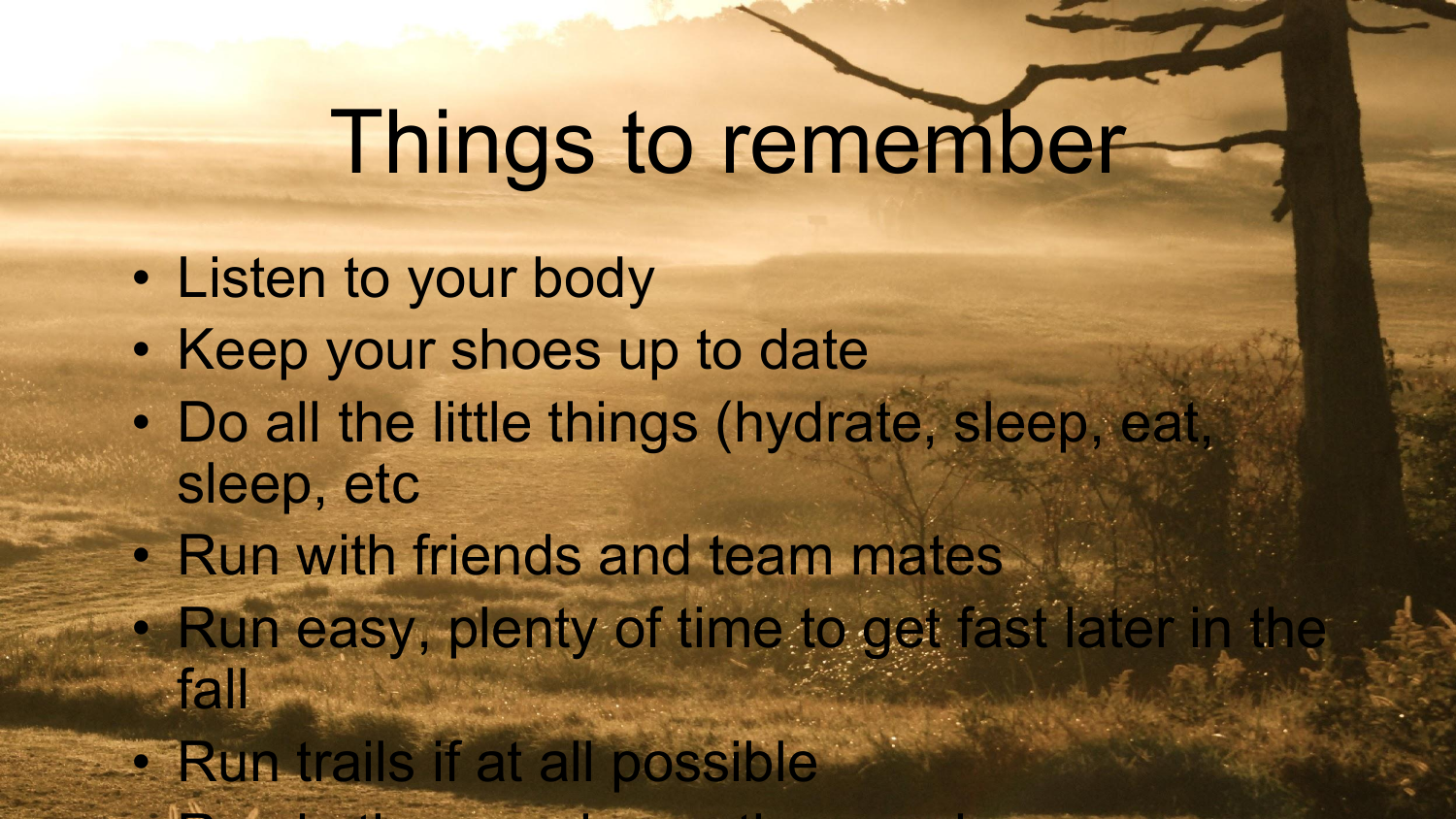# Things to remember

- Listen to your body
- Keep your shoes up to date
- Do all the little things (hydrate, sleep, eat, sleep, etc
- Run with friends and team mates
- Run easy, plenty of time to get fast later in the fall
- Run trails if at all possible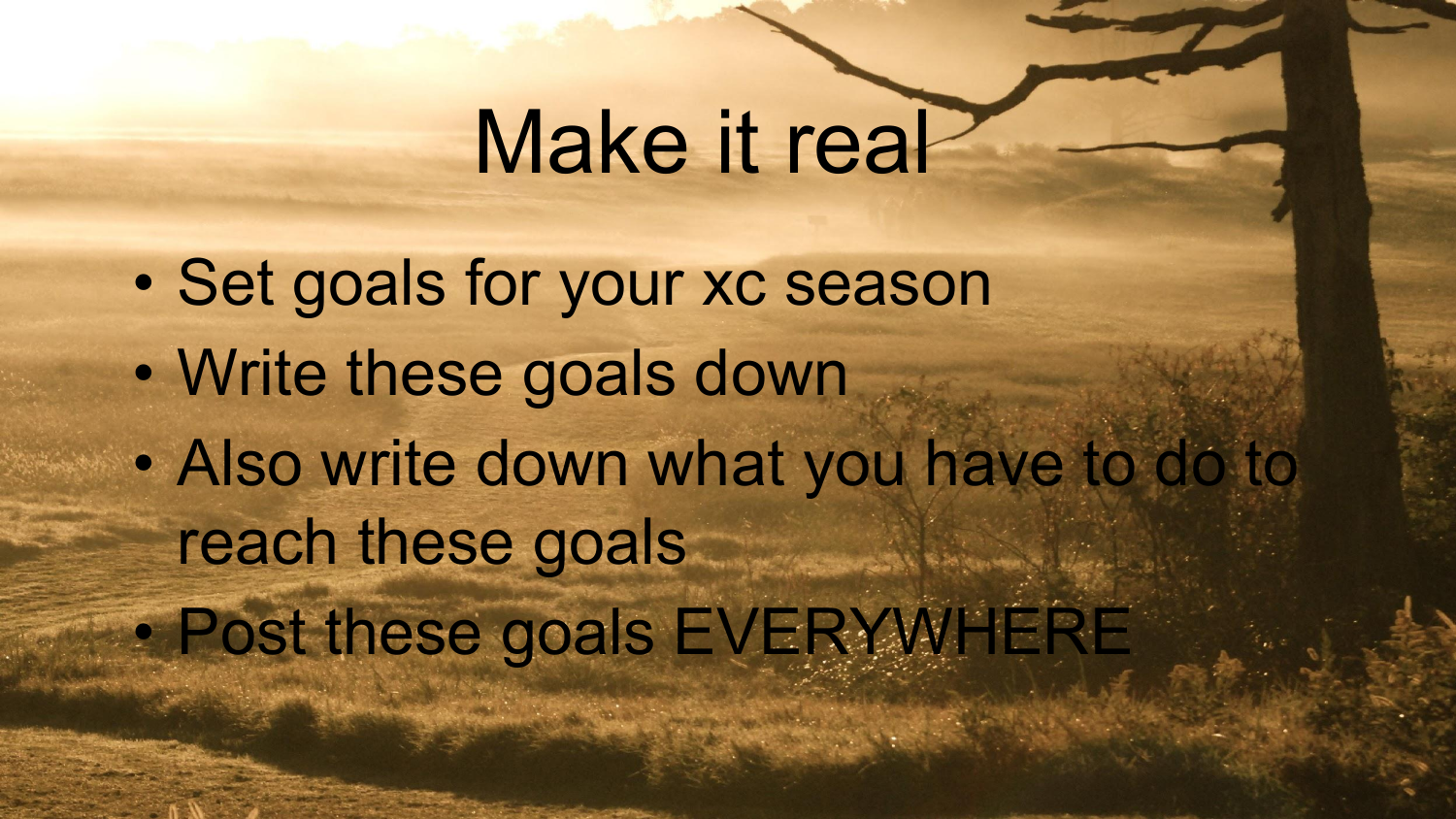# Make it real

- Set goals for your xc season
- Write these goals down
- Also write down what you have to do to reach these goals
- Post these goals EVERYWHERE